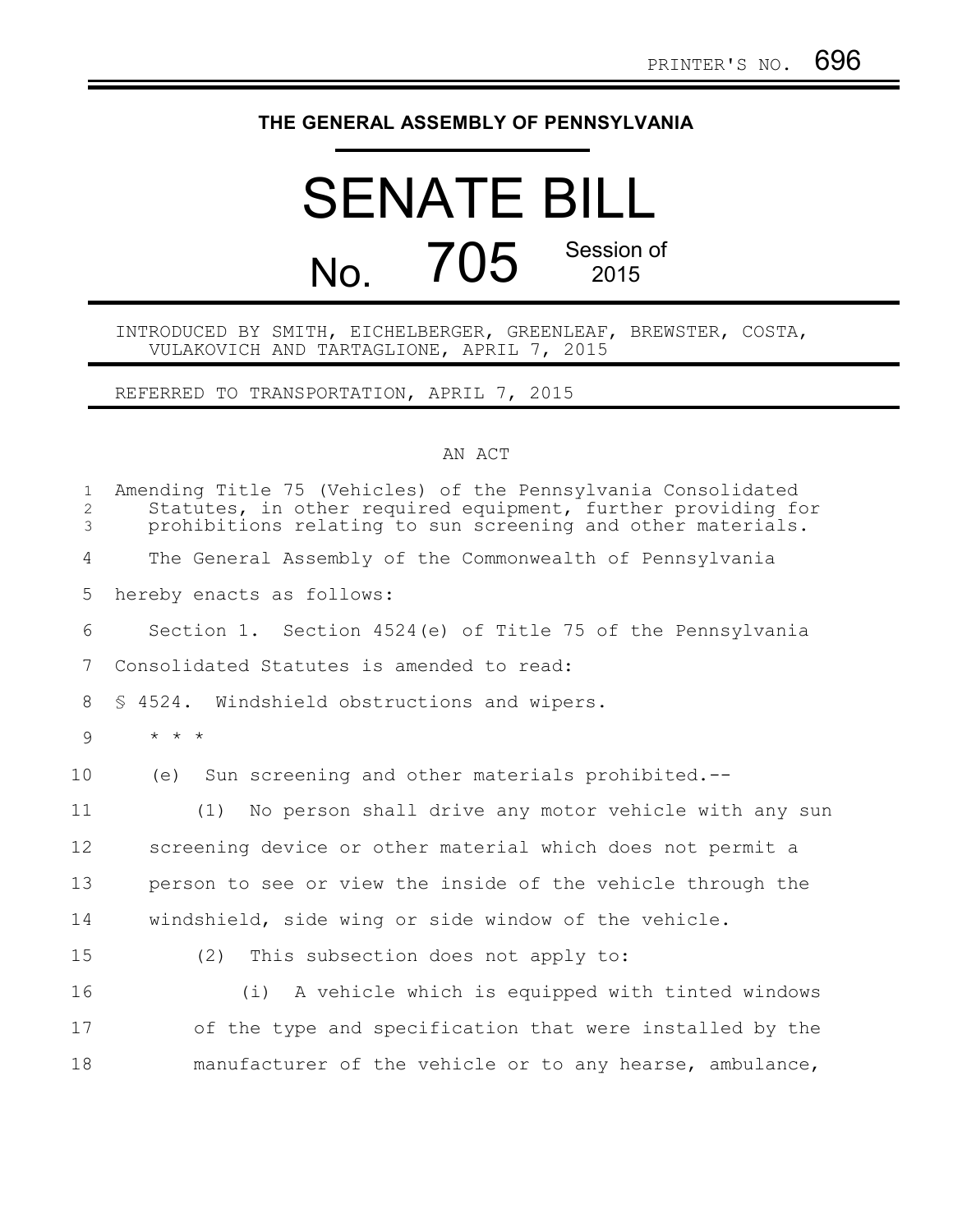PRINTER'S NO. 696

# THE GENERAL ASSEMBLY OF PENNSYLVANIA

# SENATE BILL No. 705

Session of 2015

INTRODUCED BY SMITH, EICHELBERGER, GREENLEAF, BREWSTER, COSTA, VULAKOVICH AND TARTAGLIONE, APRIL 7, 2015

REFERRED TO TRANSPORTATION, APRIL 7, 2015

AN ACT

Amending Title 75 (Vehicles) of the Pennsylvania Consolidated Statutes, in other required equipment, further providing for prohibitions relating to sun screening and other materials.

The General Assembly of the Commonwealth of Pennsylvania hereby enacts as follows:

Section 1. Section 4524(e) of Title 75 of the Pennsylvania Consolidated Statutes is amended to read:

§ 4524. Windshield obstructions and wipers.

* * *

(e) Sun screening and other materials prohibited.--

(1) No person shall drive any motor vehicle with any sun screening device or other material which does not permit a person to see or view the inside of the vehicle through the windshield, side wing or side window of the vehicle.

(2) This subsection does not apply to:

(i) A vehicle which is equipped with tinted windows of the type and specification that were installed by the manufacturer of the vehicle or to any hearse, ambulance,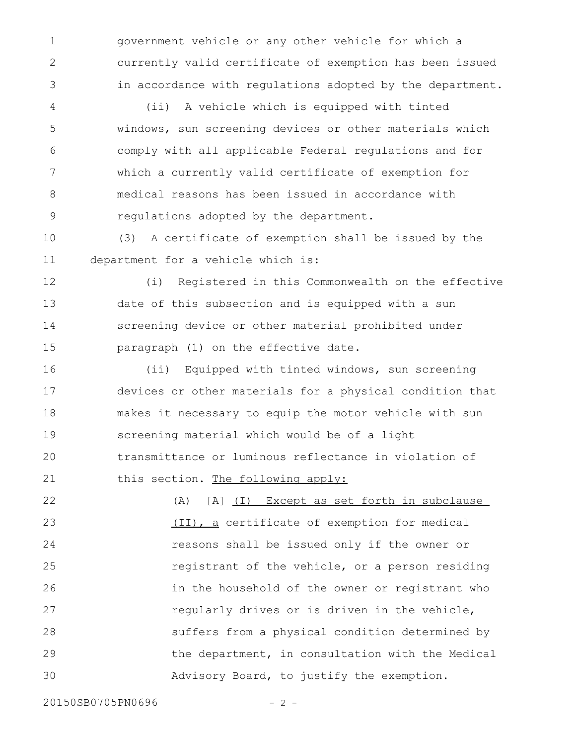government vehicle or any other vehicle for which a currently valid certificate of exemption has been issued in accordance with regulations adopted by the department.

(ii) A vehicle which is equipped with tinted windows, sun screening devices or other materials which comply with all applicable Federal regulations and for which a currently valid certificate of exemption for medical reasons has been issued in accordance with regulations adopted by the department.

(3) A certificate of exemption shall be issued by the department for a vehicle which is:

(i) Registered in this Commonwealth on the effective date of this subsection and is equipped with a sun screening device or other material prohibited under paragraph (1) on the effective date.

(ii) Equipped with tinted windows, sun screening devices or other materials for a physical condition that makes it necessary to equip the motor vehicle with sun screening material which would be of a light transmittance or luminous reflectance in violation of this section. <u>The following apply:</u>

(A) [A] <u>(I) Except as set forth in subclause (II), a</u> certificate of exemption for medical reasons shall be issued only if the owner or registrant of the vehicle, or a person residing in the household of the owner or registrant who regularly drives or is driven in the vehicle, suffers from a physical condition determined by the department, in consultation with the Medical Advisory Board, to justify the exemption.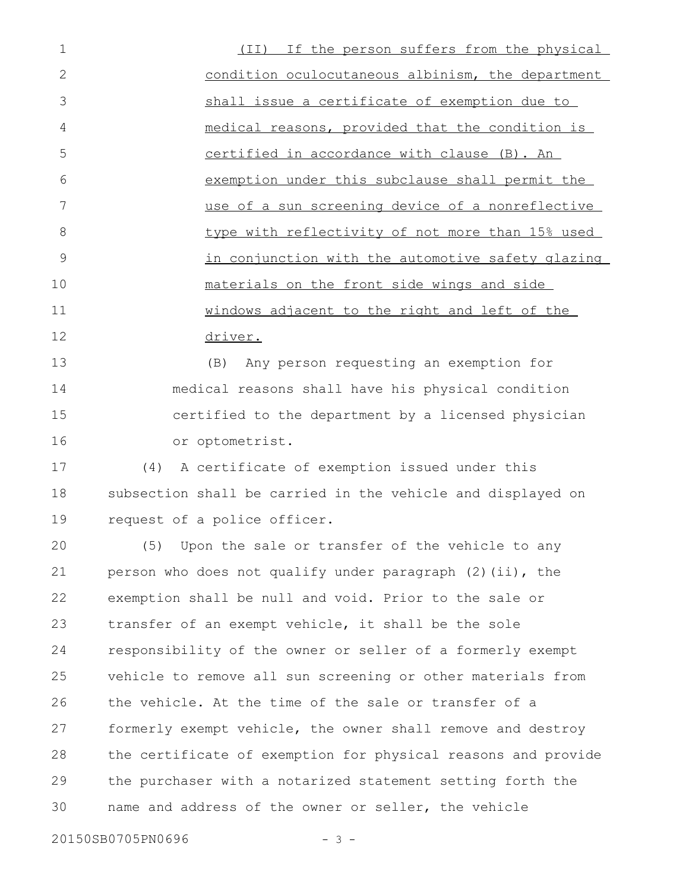(II) If the person suffers from the physical condition oculocutaneous albinism, the department shall issue a certificate of exemption due to medical reasons, provided that the condition is certified in accordance with clause (B). An exemption under this subclause shall permit the use of a sun screening device of a nonreflective type with reflectivity of not more than 15% used in conjunction with the automotive safety glazing materials on the front side wings and side windows adjacent to the right and left of the driver.

(B) Any person requesting an exemption for medical reasons shall have his physical condition certified to the department by a licensed physician or optometrist.

(4) A certificate of exemption issued under this subsection shall be carried in the vehicle and displayed on request of a police officer.

(5) Upon the sale or transfer of the vehicle to any person who does not qualify under paragraph (2)(ii), the exemption shall be null and void. Prior to the sale or transfer of an exempt vehicle, it shall be the sole responsibility of the owner or seller of a formerly exempt vehicle to remove all sun screening or other materials from the vehicle. At the time of the sale or transfer of a formerly exempt vehicle, the owner shall remove and destroy the certificate of exemption for physical reasons and provide the purchaser with a notarized statement setting forth the name and address of the owner or seller, the vehicle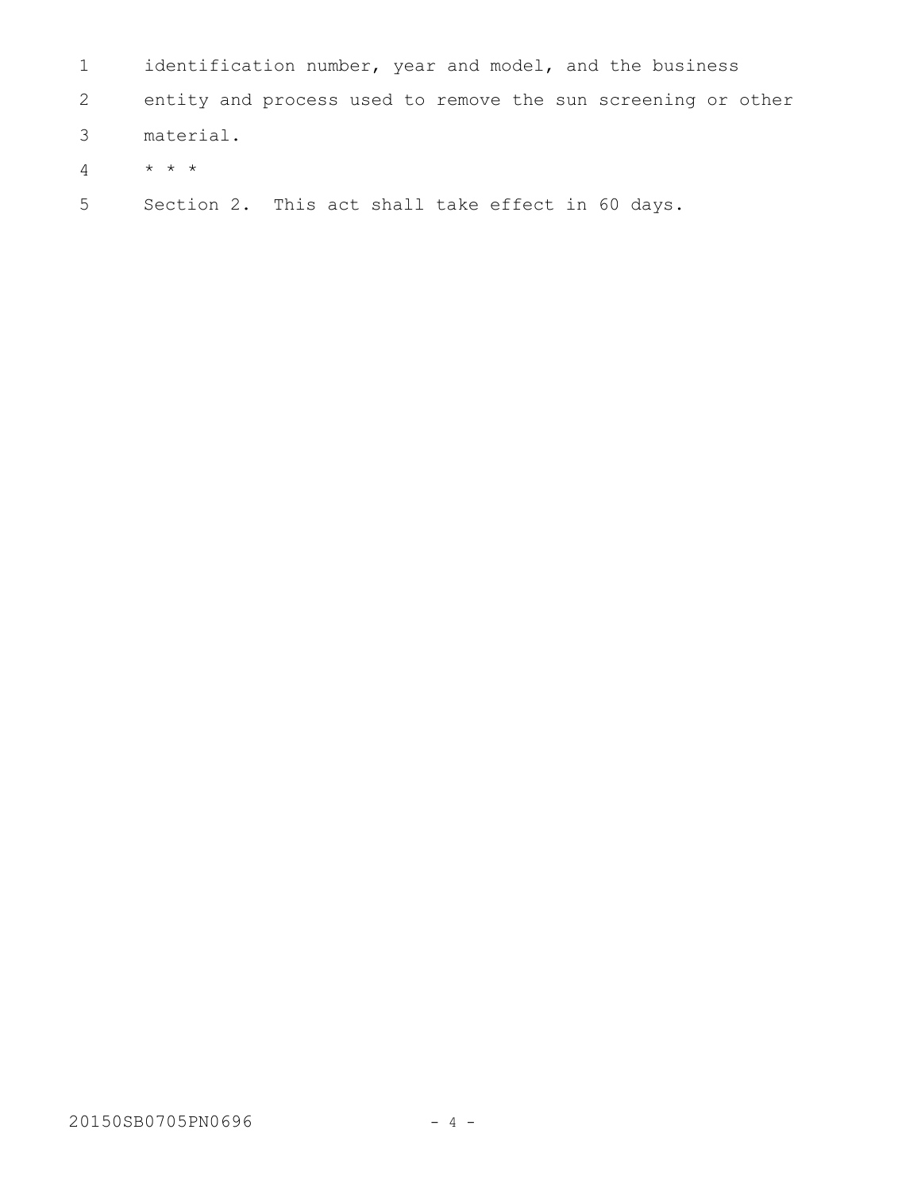identification number, year and model, and the business entity and process used to remove the sun screening or other material.

* * *

Section 2. This act shall take effect in 60 days.